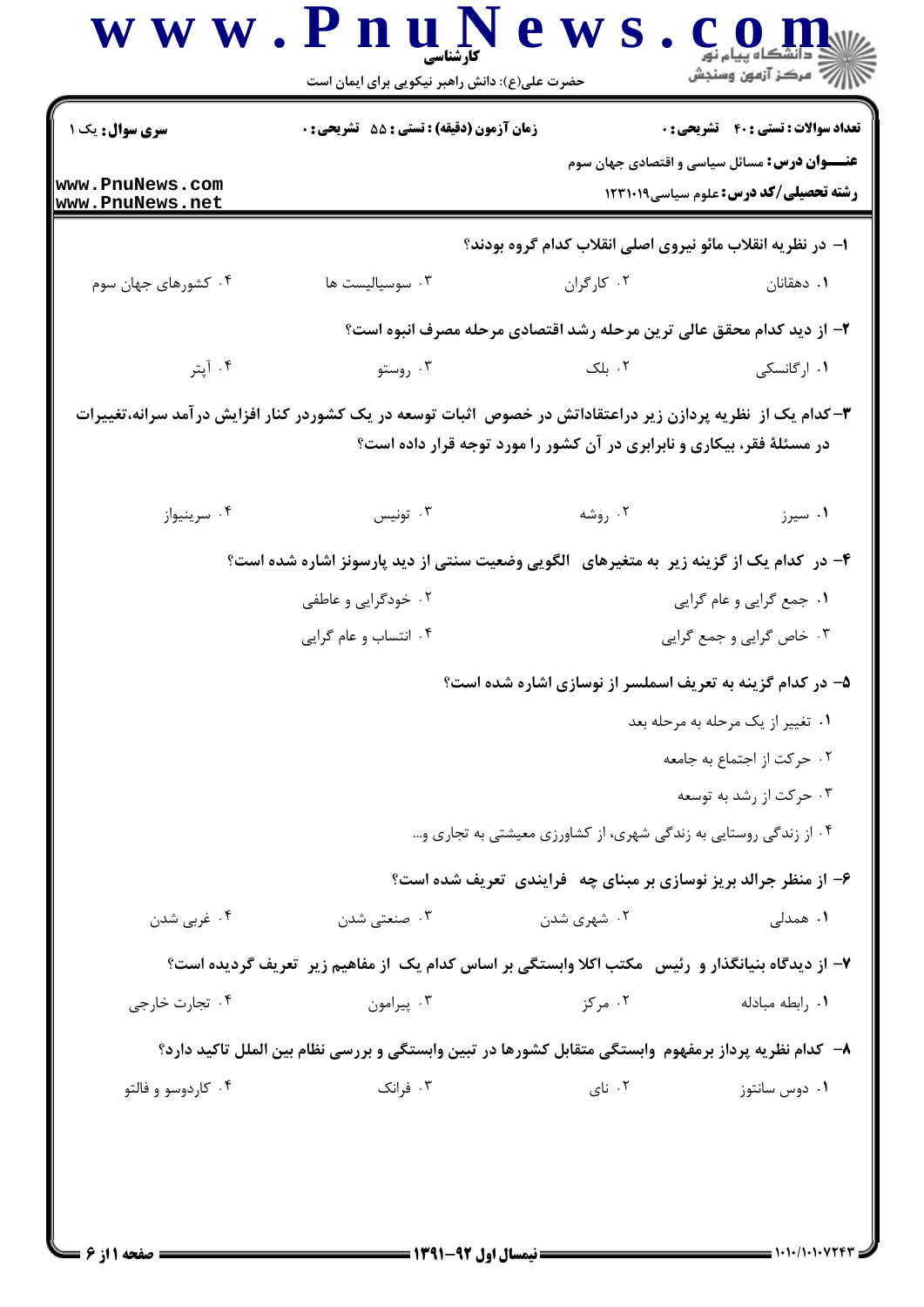**سری سوال:** یک ۱

**زمان آزمون (دقیقه) : تستی : ۵۵ تشریحی : ۰**

**تعداد سوالات : تستی : ۴۰ تشریحی : ۰**

**عنـــوان درس:** مسائل سیاسی و اقتصادی جهان سوم

**رشته تحصیلی/کد درس:** علوم سیاسی۱۲۳۱۰۱۹

**۱- در نظریه انقلاب مائو نیروی اصلی انقلاب کدام گروه بودند؟**

۱. دهقانان
۲. کارگران
۳. سوسیالیست ها
۴. کشورهای جهان سوم

**۲- از دید کدام محقق عالی ترین مرحله رشد اقتصادی مرحله مصرف انبوه است؟**

۱. ارگانسکی
۲. بلک
۳. روستو
۴. آپتر

**۳-کدام یک از نظریه پردازن زیر دراعتقاداتش در خصوص اثبات توسعه در یک کشوردر کنار افزایش درآمد سرانه،تغییرات در مسئلهٔ فقر، بیکاری و نابرابری در آن کشور را مورد توجه قرار داده است؟**

۱. سیرز
۲. روشه
۳. تونیس
۴. سرینیواز

**۴- در کدام یک از گزینه زیر به متغیرهای الگویی وضعیت سنتی از دید پارسونز اشاره شده است؟**

۱. جمع گرایی و عام گرایی
۲. خودگرایی و عاطفی
۳. خاص گرایی و جمع گرایی
۴. انتساب و عام گرایی

**۵- در کدام گزینه به تعریف اسملسر از نوسازی اشاره شده است؟**

۱. تغییر از یک مرحله به مرحله بعد
۲. حرکت از اجتماع به جامعه
۳. حرکت از رشد به توسعه
۴. از زندگی روستایی به زندگی شهری، از کشاورزی معیشتی به تجاری و...

**۶- از منظر جرالد بریز نوسازی بر مبنای چه فرایندی تعریف شده است؟**

۱. همدلی
۲. شهری شدن
۳. صنعتی شدن
۴. غربی شدن

**۷- از دیدگاه بنیانگذار و رئیس مکتب اکلا وابستگی بر اساس کدام یک از مفاهیم زیر تعریف گردیده است؟**

۱. رابطه مبادله
۲. مرکز
۳. پیرامون
۴. تجارت خارجی

**۸- کدام نظریه پرداز برمفهوم وابستگی متقابل کشورها در تبین وابستگی و بررسی نظام بین الملل تاکید دارد؟**

۱. دوس سانتوز
۲. نای
۳. فرانک
۴. کاردوسو و فالتو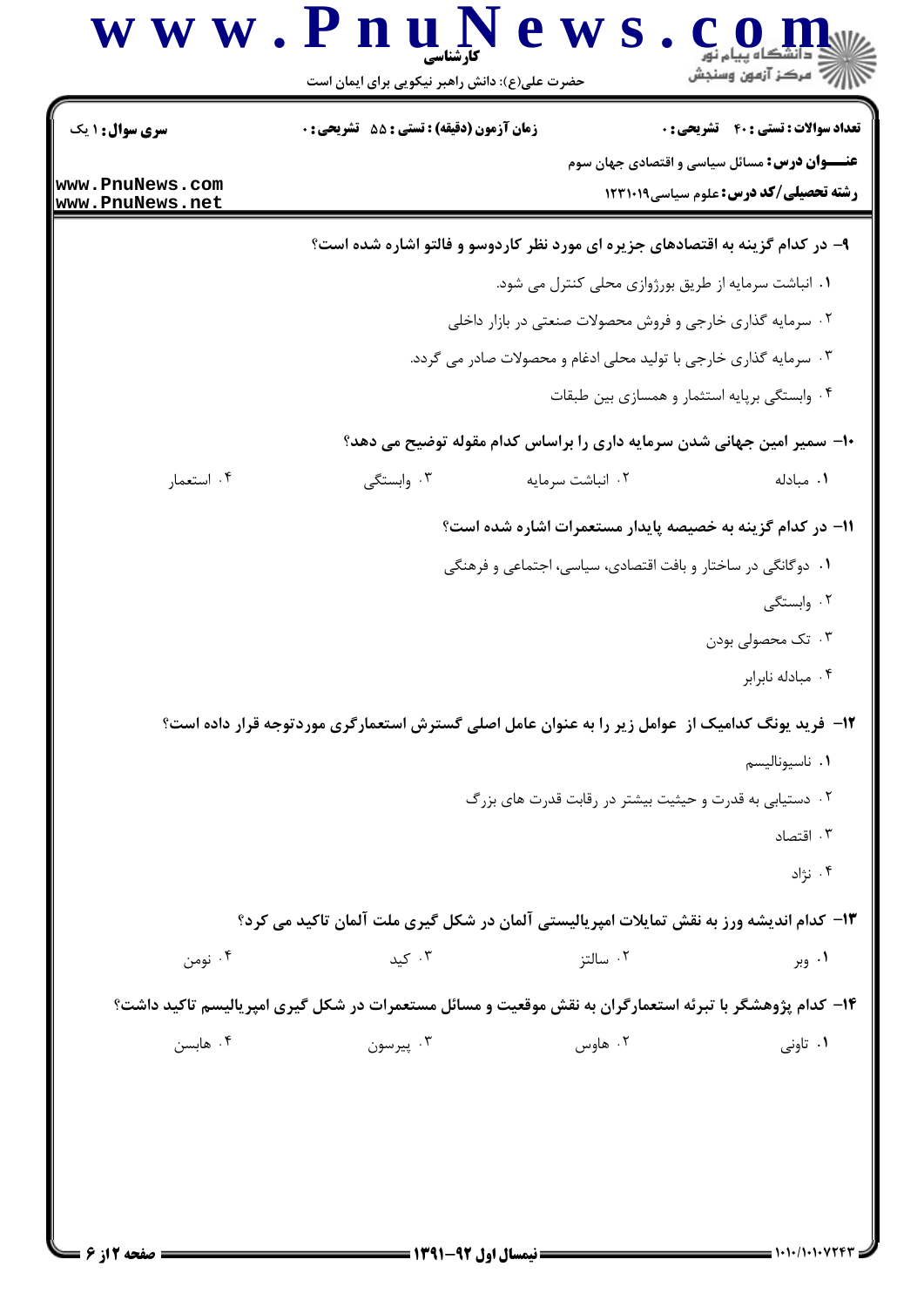**سری سوال:** ۱ یک

**زمان آزمون (دقیقه) : تستی :** ۵۵ **تشریحی :** ۰

**تعداد سوالات : تستی :** ۴۰ **تشریحی :** ۰

**عنـــوان درس:** مسائل سیاسی و اقتصادی جهان سوم

**رشته تحصیلی/کد درس:** علوم سیاسی۱۲۳۱۰۱۹

**۹- در کدام گزینه به اقتصادهای جزیره ای مورد نظر کاردوسو و فالتو اشاره شده است؟**

۱. انباشت سرمایه از طریق بورژوازی محلی کنترل می شود.

۲. سرمایه گذاری خارجی و فروش محصولات صنعتی در بازار داخلی

۳. سرمایه گذاری خارجی با تولید محلی ادغام و محصولات صادر می گردد.

۴. وابستگی برپایه استثمار و همسازی بین طبقات

**۱۰- سمیر امین جهانی شدن سرمایه داری را براساس کدام مقوله توضیح می دهد؟**

۱. مبادله
۲. انباشت سرمایه
۳. وابستگی
۴. استعمار

**۱۱- در کدام گزینه به خصیصه پایدار مستعمرات اشاره شده است؟**

۱. دوگانگی در ساختار و بافت اقتصادی، سیاسی، اجتماعی و فرهنگی

۲. وابستگی

۳. تک محصولی بودن

۴. مبادله نابرابر

**۱۲- فرید یونگ کدامیک از عوامل زیر را به عنوان عامل اصلی گسترش استعمارگری موردتوجه قرار داده است؟**

۱. ناسیونالیسم

۲. دستیابی به قدرت و حیثیت بیشتر در رقابت قدرت های بزرگ

۳. اقتصاد

۴. نژاد

**۱۳- کدام اندیشه ورز به نقش تمایلات امپریالیستی آلمان در شکل گیری ملت آلمان تاکید می کرد؟**

۱. وبر
۲. سالتز
۳. کید
۴. نومن

**۱۴- کدام پژوهشگر با تبرئه استعمارگران به نقش موقعیت و مسائل مستعمرات در شکل گیری امپریالیسم تاکید داشت؟**

۱. تاونی
۲. هاوس
۳. پیرسون
۴. هابسن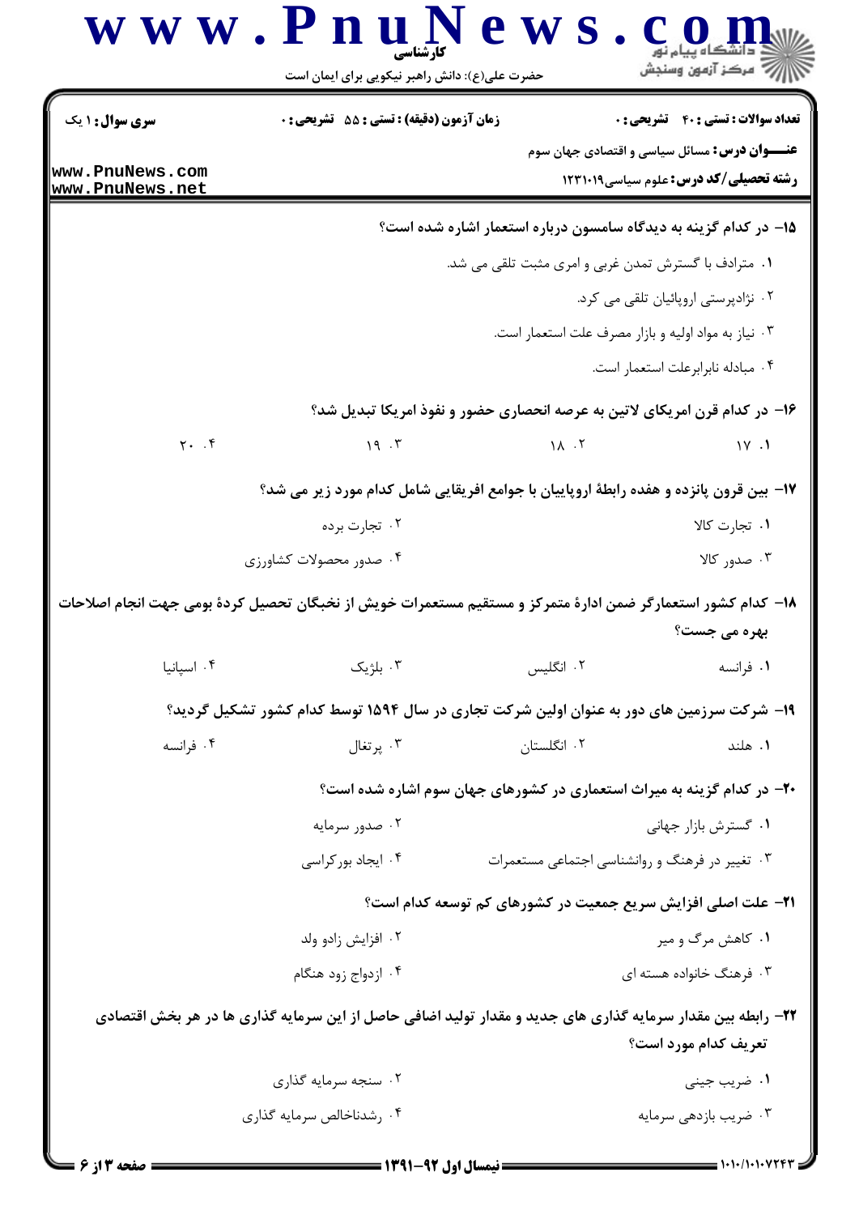۱۵- در کدام گزینه به دیدگاه سامسون درباره استعمار اشاره شده است؟

۱. مترادف با گسترش تمدن غربی و امری مثبت تلقی می شد.

۲. نژادپرستی اروپائیان تلقی می کرد.

۳. نیاز به مواد اولیه و بازار مصرف علت استعمار است.

۴. مبادله نابرابرعلت استعمار است.

۱۶- در کدام قرن امریکای لاتین به عرصه انحصاری حضور و نفوذ امریکا تبدیل شد؟

۱. ۱۷ ۲. ۱۸ ۳. ۱۹ ۴. ۲۰

۱۷- بین قرون پانزده و هفده رابطهٔ اروپاییان با جوامع افریقایی شامل کدام مورد زیر می شد؟

۱. تجارت کالا ۲. تجارت برده

۳. صدور کالا ۴. صدور محصولات کشاورزی

۱۸- کدام کشور استعمارگر ضمن ادارهٔ متمرکز و مستقیم مستعمرات خویش از نخبگان تحصیل کردهٔ بومی جهت انجام اصلاحات بهره می جست؟

۱. فرانسه ۲. انگلیس ۳. بلژیک ۴. اسپانیا

۱۹- شرکت سرزمین های دور به عنوان اولین شرکت تجاری در سال ۱۵۹۴ توسط کدام کشور تشکیل گردید؟

۱. هلند ۲. انگلستان ۳. پرتغال ۴. فرانسه

۲۰- در کدام گزینه به میراث استعماری در کشورهای جهان سوم اشاره شده است؟

۱. گسترش بازار جهانی ۲. صدور سرمایه

۳. تغییر در فرهنگ و روانشناسی اجتماعی مستعمرات ۴. ایجاد بورکراسی

۲۱- علت اصلی افزایش سریع جمعیت در کشورهای کم توسعه کدام است؟

۱. کاهش مرگ و میر ۲. افزایش زادو ولد

۳. فرهنگ خانواده هسته ای ۴. ازدواج زود هنگام

۲۲- رابطه بین مقدار سرمایه گذاری های جدید و مقدار تولید اضافی حاصل از این سرمایه گذاری ها در هر بخش اقتصادی تعریف کدام مورد است؟

۱. ضریب جینی ۲. سنجه سرمایه گذاری

۳. ضریب بازدهی سرمایه ۴. رشدناخالص سرمایه گذاری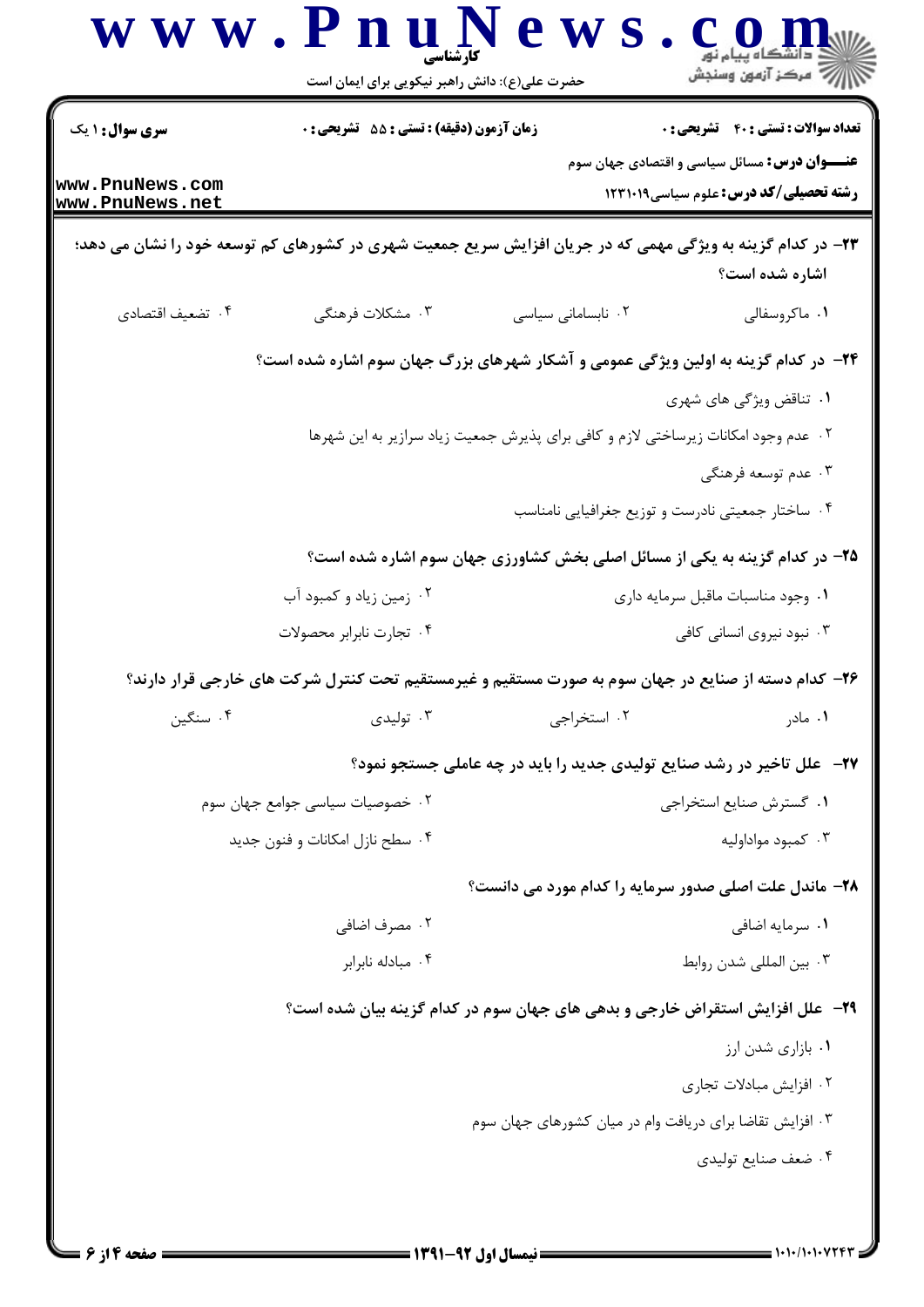۲۳- در کدام گزینه به ویژگی مهمی که در جریان افزایش سریع جمعیت شهری در کشورهای کم توسعه خود را نشان می دهد؛ اشاره شده است؟

۱. ماکروسفالی

۲. نابسامانی سیاسی

۳. مشکلات فرهنگی

۴. تضعیف اقتصادی

۲۴- در کدام گزینه به اولین ویژگی عمومی و آشکار شهرهای بزرگ جهان سوم اشاره شده است؟

۱. تناقض ویژگی های شهری

۲. عدم وجود امکانات زیرساختی لازم و کافی برای پذیرش جمعیت زیاد سرازیر به این شهرها

۳. عدم توسعه فرهنگی

۴. ساختار جمعیتی نادرست و توزیع جغرافیایی نامناسب

۲۵- در کدام گزینه به یکی از مسائل اصلی بخش کشاورزی جهان سوم اشاره شده است؟

۱. وجود مناسبات ماقبل سرمایه داری

۲. زمین زیاد و کمبود آب

۳. نبود نیروی انسانی کافی

۴. تجارت نابرابر محصولات

۲۶- کدام دسته از صنایع در جهان سوم به صورت مستقیم و غیرمستقیم تحت کنترل شرکت های خارجی قرار دارند؟

۱. مادر

۲. استخراجی

۳. تولیدی

۴. سنگین

۲۷- علل تاخیر در رشد صنایع تولیدی جدید را باید در چه عاملی جستجو نمود؟

۱. گسترش صنایع استخراجی

۲. خصوصیات سیاسی جوامع جهان سوم

۳. کمبود مواداولیه

۴. سطح نازل امکانات و فنون جدید

۲۸- ماندل علت اصلی صدور سرمایه را کدام مورد می دانست؟

۱. سرمایه اضافی

۲. مصرف اضافی

۳. بین المللی شدن روابط

۴. مبادله نابرابر

۲۹- علل افزایش استقراض خارجی و بدهی های جهان سوم در کدام گزینه بیان شده است؟

۱. بازاری شدن ارز

۲. افزایش مبادلات تجاری

۳. افزایش تقاضا برای دریافت وام در میان کشورهای جهان سوم

۴. ضعف صنایع تولیدی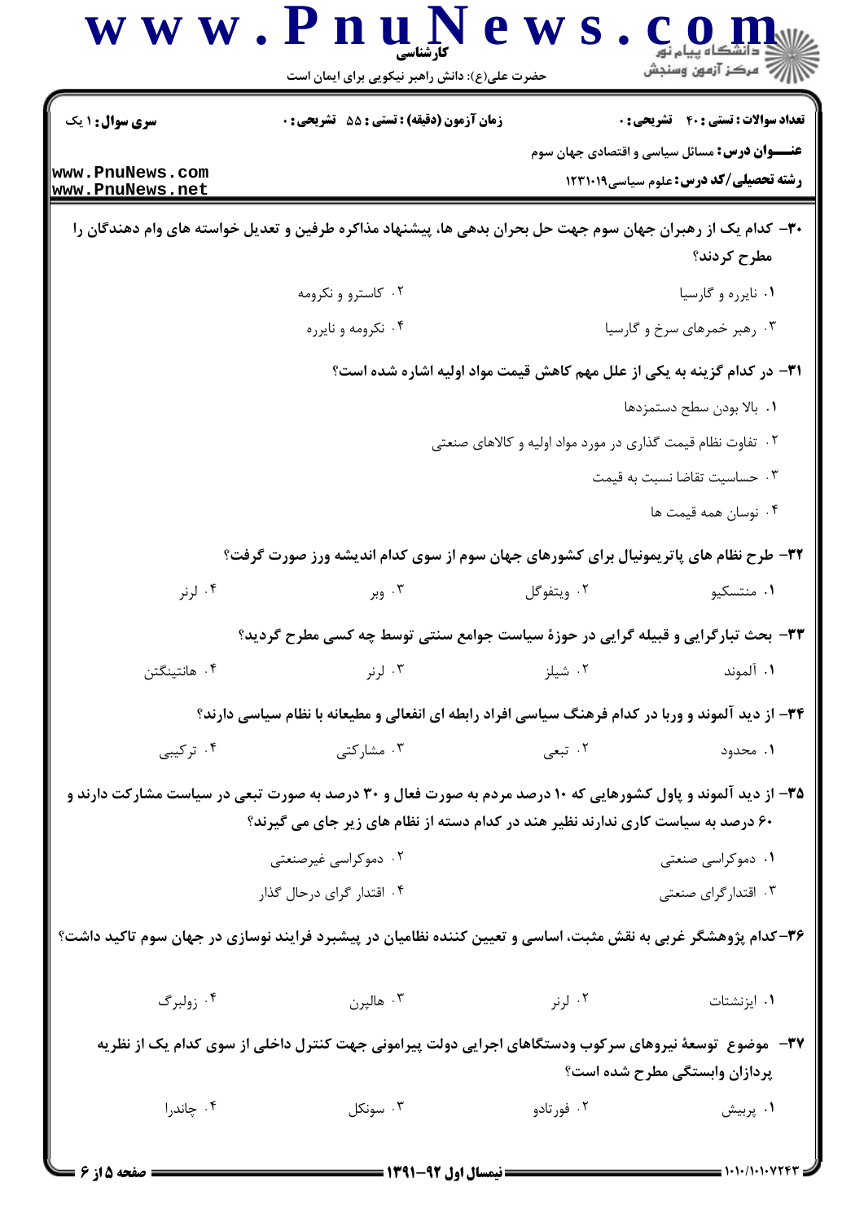۳۰- کدام یک از رهبران جهان سوم جهت حل بحران بدهی ها، پیشنهاد مذاکره طرفین و تعدیل خواسته های وام دهندگان را مطرح کردند؟

۱. نایرره و گارسیا
۲. کاسترو و نکرومه
۳. رهبر خمرهای سرخ و گارسیا
۴. نکرومه و نایرره

۳۱- در کدام گزینه به یکی از علل مهم کاهش قیمت مواد اولیه اشاره شده است؟

۱. بالا بودن سطح دستمزدها
۲. تفاوت نظام قیمت گذاری در مورد مواد اولیه و کالاهای صنعتی
۳. حساسیت تقاضا نسبت به قیمت
۴. نوسان همه قیمت ها

۳۲- طرح نظام های پاتریمونیال برای کشورهای جهان سوم از سوی کدام اندیشه ورز صورت گرفت؟

۱. منتسکیو
۲. ویتفوگل
۳. وبر
۴. لرنر

۳۳- بحث تبارگرایی و قبیله گرایی در حوزهٔ سیاست جوامع سنتی توسط چه کسی مطرح گردید؟

۱. آلموند
۲. شیلز
۳. لرنر
۴. هانتینگتن

۳۴- از دید آلموند و وربا در کدام فرهنگ سیاسی افراد رابطه ای انفعالی و مطیعانه با نظام سیاسی دارند؟

۱. محدود
۲. تبعی
۳. مشارکتی
۴. ترکیبی

۳۵- از دید آلموند و پاول کشورهایی که ۱۰ درصد مردم به صورت فعال و ۳۰ درصد به صورت تبعی در سیاست مشارکت دارند و ۶۰ درصد به سیاست کاری ندارند نظیر هند در کدام دسته از نظام های زیر جای می گیرند؟

۱. دموکراسی صنعتی
۲. دموکراسی غیرصنعتی
۳. اقتدارگرای صنعتی
۴. اقتدار گرای درحال گذار

۳۶- کدام پژوهشگر غربی به نقش مثبت، اساسی و تعیین کننده نظامیان در پیشبرد فرایند نوسازی در جهان سوم تاکید داشت؟

۱. ایزنشتات
۲. لرنر
۳. هالپرن
۴. زولبرگ

۳۷- موضوع توسعهٔ نیروهای سرکوب ودستگاهای اجرایی دولت پیرامونی جهت کنترل داخلی از سوی کدام یک از نظریه پردازان وابستگی مطرح شده است؟

۱. پربیش
۲. فورتادو
۳. سونکل
۴. چاندرا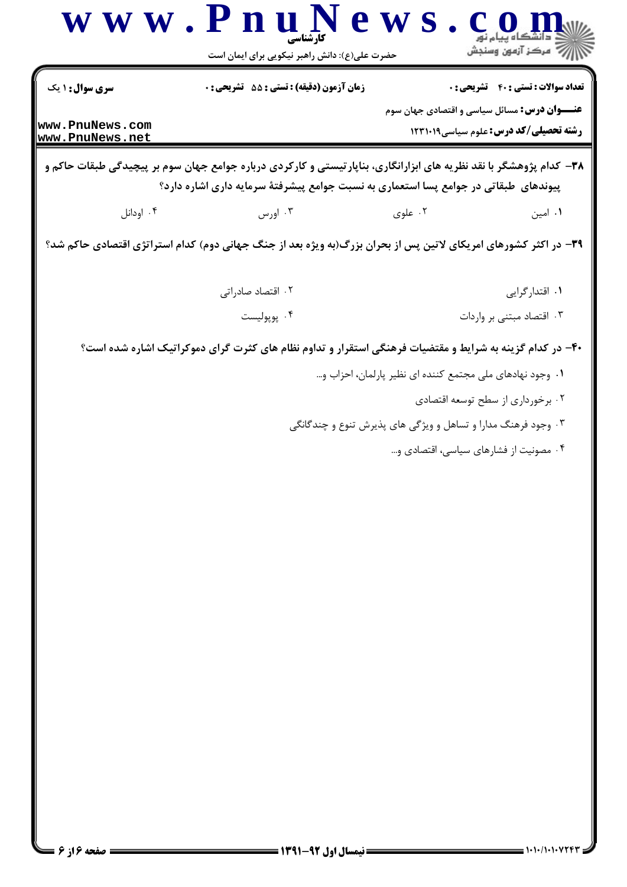**۳۸- کدام پژوهشگر با نقد نظریه های ابزارانگاری، بناپارتیستی و کارکردی درباره جوامع جهان سوم بر پیچیدگی طبقات حاکم و پیوندهای طبقاتی در جوامع پسا استعماری به نسبت جوامع پیشرفتهٔ سرمایه داری اشاره دارد؟**

۱. امین ۲. علوی ۳. اورس ۴. اودانل

**۳۹- در اکثر کشورهای امریکای لاتین پس از بحران بزرگ(به ویژه بعد از جنگ جهانی دوم) کدام استراتژی اقتصادی حاکم شد؟**

۱. اقتدارگرایی ۲. اقتصاد صادراتی

۳. اقتصاد مبتنی بر واردات ۴. پوپولیست

**۴۰- در کدام گزینه به شرایط و مقتضیات فرهنگی استقرار و تداوم نظام های کثرت گرای دموکراتیک اشاره شده است؟**

۱. وجود نهادهای ملی مجتمع کننده ای نظیر پارلمان، احزاب و...

۲. برخورداری از سطح توسعه اقتصادی

۳. وجود فرهنگ مدارا و تساهل و ویژگی های پذیرش تنوع و چندگانگی

۴. مصونیت از فشارهای سیاسی، اقتصادی و...